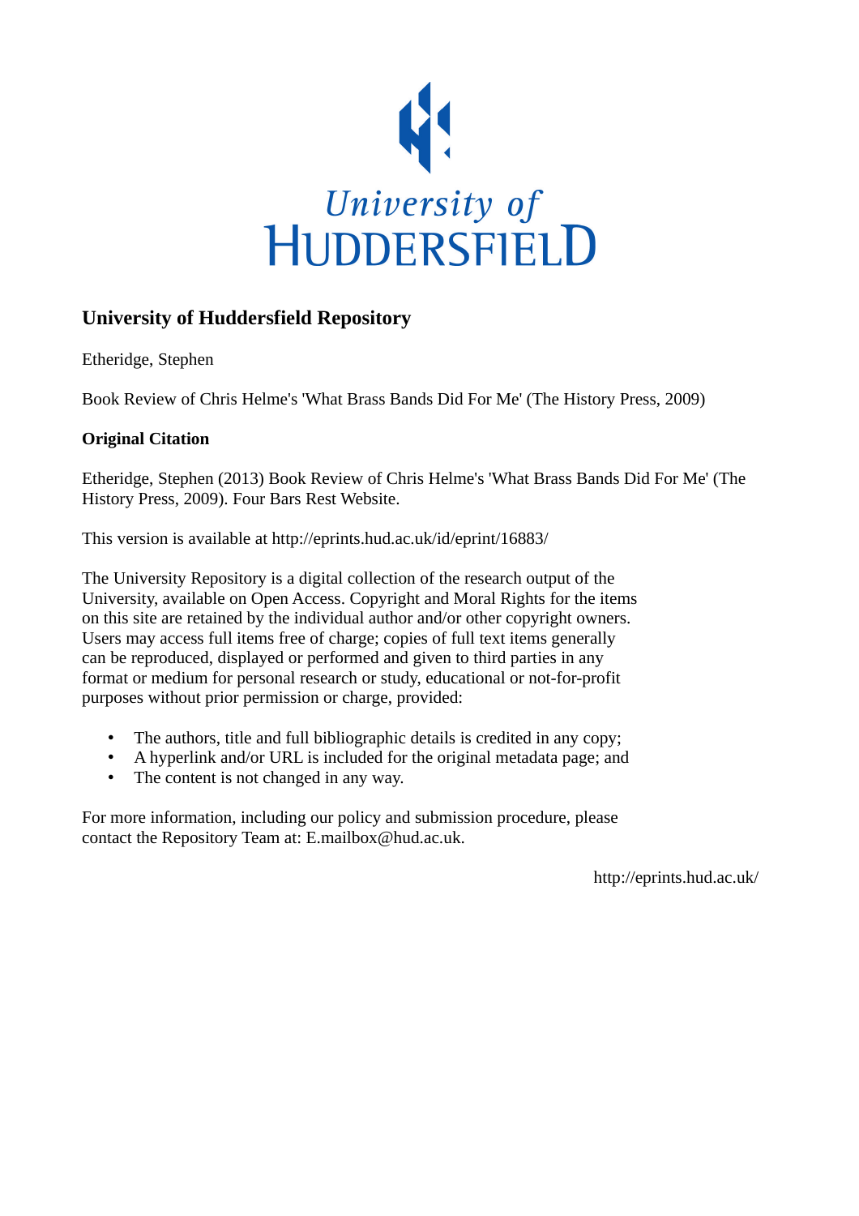University of HUDDERSFIELD

## University of Huddersfield Repository

Etheridge, Stephen

Book Review of Chris Helme's 'What Brass Bands Did For Me' (The History Press, 2009)

### Original Citation

Etheridge, Stephen (2013) Book Review of Chris Helme's 'What Brass Bands Did For Me' (The History Press, 2009). Four Bars Rest Website.

This version is available at http://eprints.hud.ac.uk/id/eprint/16883/

The University Repository is a digital collection of the research output of the University, available on Open Access. Copyright and Moral Rights for the items on this site are retained by the individual author and/or other copyright owners. Users may access full items free of charge; copies of full text items generally can be reproduced, displayed or performed and given to third parties in any format or medium for personal research or study, educational or not-for-profit purposes without prior permission or charge, provided:

- The authors, title and full bibliographic details is credited in any copy;
- A hyperlink and/or URL is included for the original metadata page; and
- The content is not changed in any way.

For more information, including our policy and submission procedure, please contact the Repository Team at: E.mailbox@hud.ac.uk.

http://eprints.hud.ac.uk/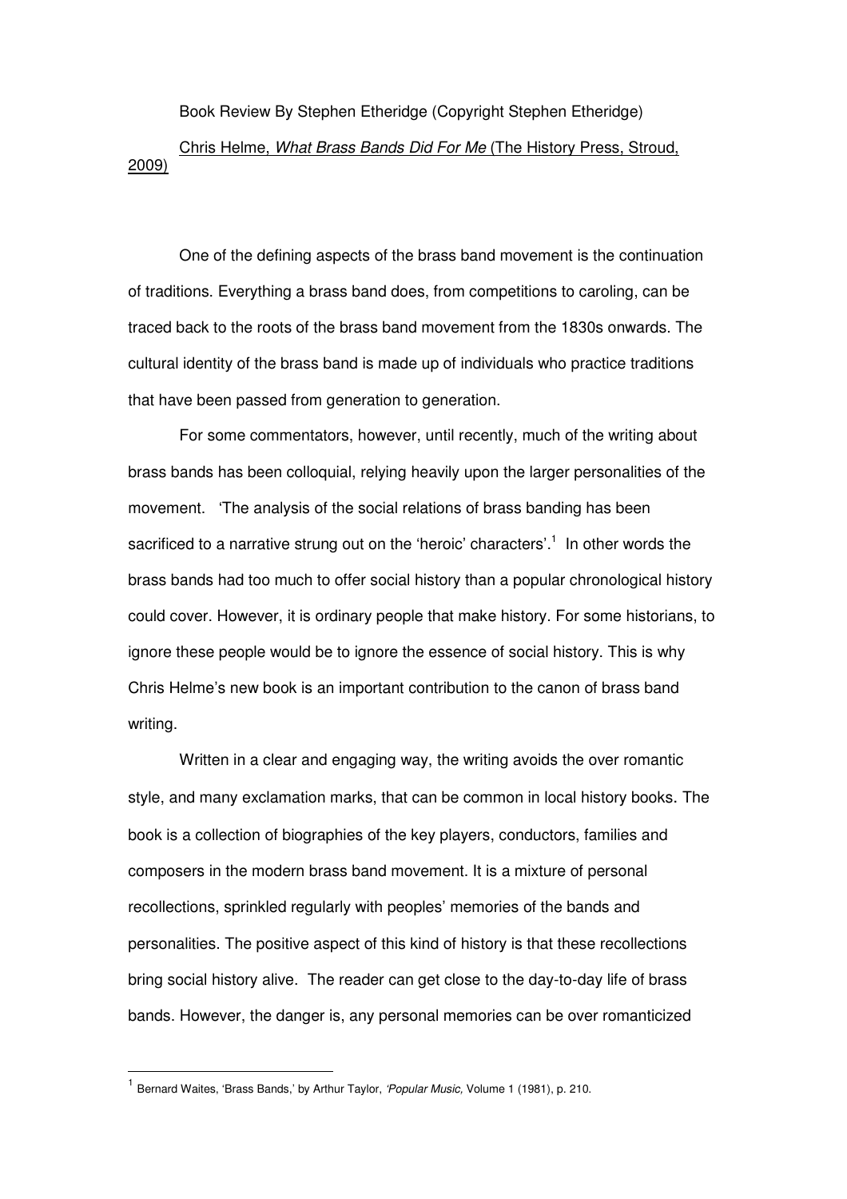Book Review By Stephen Etheridge (Copyright Stephen Etheridge)

Chris Helme, *What Brass Bands Did For Me* (The History Press, Stroud, 2009)

One of the defining aspects of the brass band movement is the continuation of traditions. Everything a brass band does, from competitions to caroling, can be traced back to the roots of the brass band movement from the 1830s onwards. The cultural identity of the brass band is made up of individuals who practice traditions that have been passed from generation to generation.

For some commentators, however, until recently, much of the writing about brass bands has been colloquial, relying heavily upon the larger personalities of the movement. 'The analysis of the social relations of brass banding has been sacrificed to a narrative strung out on the 'heroic' characters'.[1] In other words the brass bands had too much to offer social history than a popular chronological history could cover. However, it is ordinary people that make history. For some historians, to ignore these people would be to ignore the essence of social history. This is why Chris Helme's new book is an important contribution to the canon of brass band writing.

Written in a clear and engaging way, the writing avoids the over romantic style, and many exclamation marks, that can be common in local history books. The book is a collection of biographies of the key players, conductors, families and composers in the modern brass band movement. It is a mixture of personal recollections, sprinkled regularly with peoples' memories of the bands and personalities. The positive aspect of this kind of history is that these recollections bring social history alive. The reader can get close to the day-to-day life of brass bands. However, the danger is, any personal memories can be over romanticized

[1] Bernard Waites, 'Brass Bands,' by Arthur Taylor, *'Popular Music,* Volume 1 (1981), p. 210.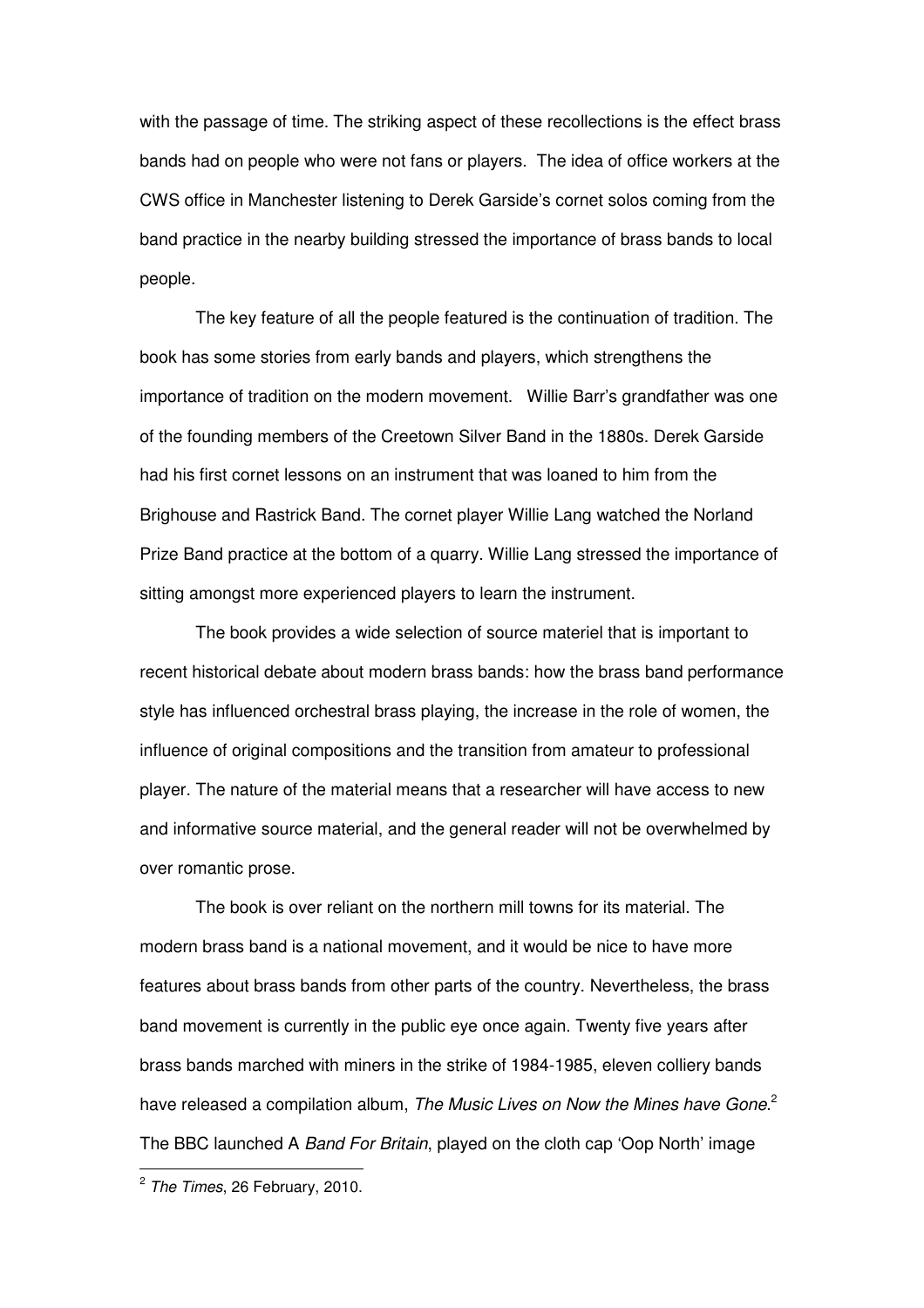with the passage of time. The striking aspect of these recollections is the effect brass bands had on people who were not fans or players. The idea of office workers at the CWS office in Manchester listening to Derek Garside's cornet solos coming from the band practice in the nearby building stressed the importance of brass bands to local people.

The key feature of all the people featured is the continuation of tradition. The book has some stories from early bands and players, which strengthens the importance of tradition on the modern movement. Willie Barr's grandfather was one of the founding members of the Creetown Silver Band in the 1880s. Derek Garside had his first cornet lessons on an instrument that was loaned to him from the Brighouse and Rastrick Band. The cornet player Willie Lang watched the Norland Prize Band practice at the bottom of a quarry. Willie Lang stressed the importance of sitting amongst more experienced players to learn the instrument.

The book provides a wide selection of source materiel that is important to recent historical debate about modern brass bands: how the brass band performance style has influenced orchestral brass playing, the increase in the role of women, the influence of original compositions and the transition from amateur to professional player. The nature of the material means that a researcher will have access to new and informative source material, and the general reader will not be overwhelmed by over romantic prose.

The book is over reliant on the northern mill towns for its material. The modern brass band is a national movement, and it would be nice to have more features about brass bands from other parts of the country. Nevertheless, the brass band movement is currently in the public eye once again. Twenty five years after brass bands marched with miners in the strike of 1984-1985, eleven colliery bands have released a compilation album, *The Music Lives on Now the Mines have Gone*.[2] The BBC launched A *Band For Britain*, played on the cloth cap 'Oop North' image

[2] *The Times*, 26 February, 2010.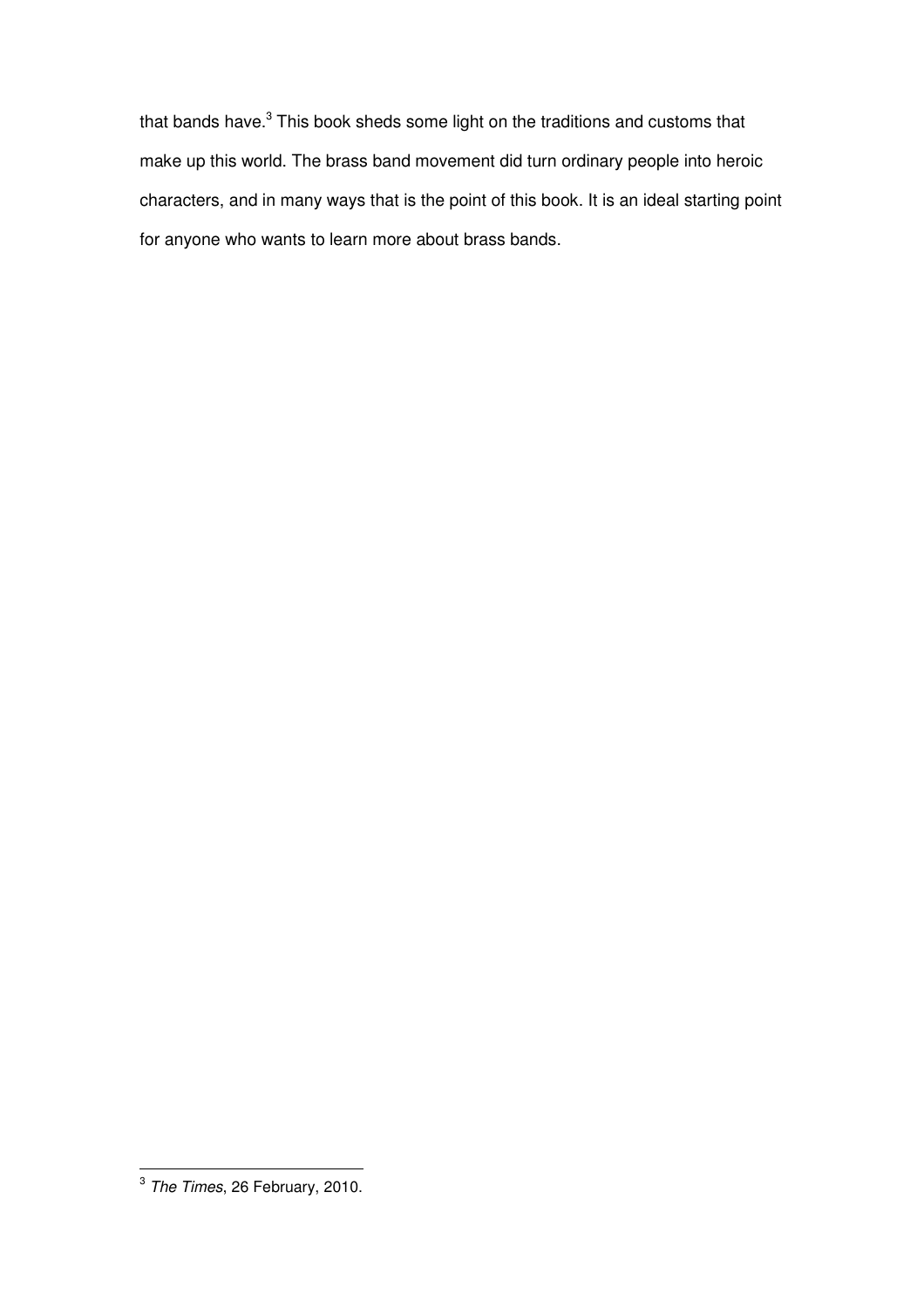that bands have.[3] This book sheds some light on the traditions and customs that make up this world. The brass band movement did turn ordinary people into heroic characters, and in many ways that is the point of this book. It is an ideal starting point for anyone who wants to learn more about brass bands.

---

[3] *The Times*, 26 February, 2010.